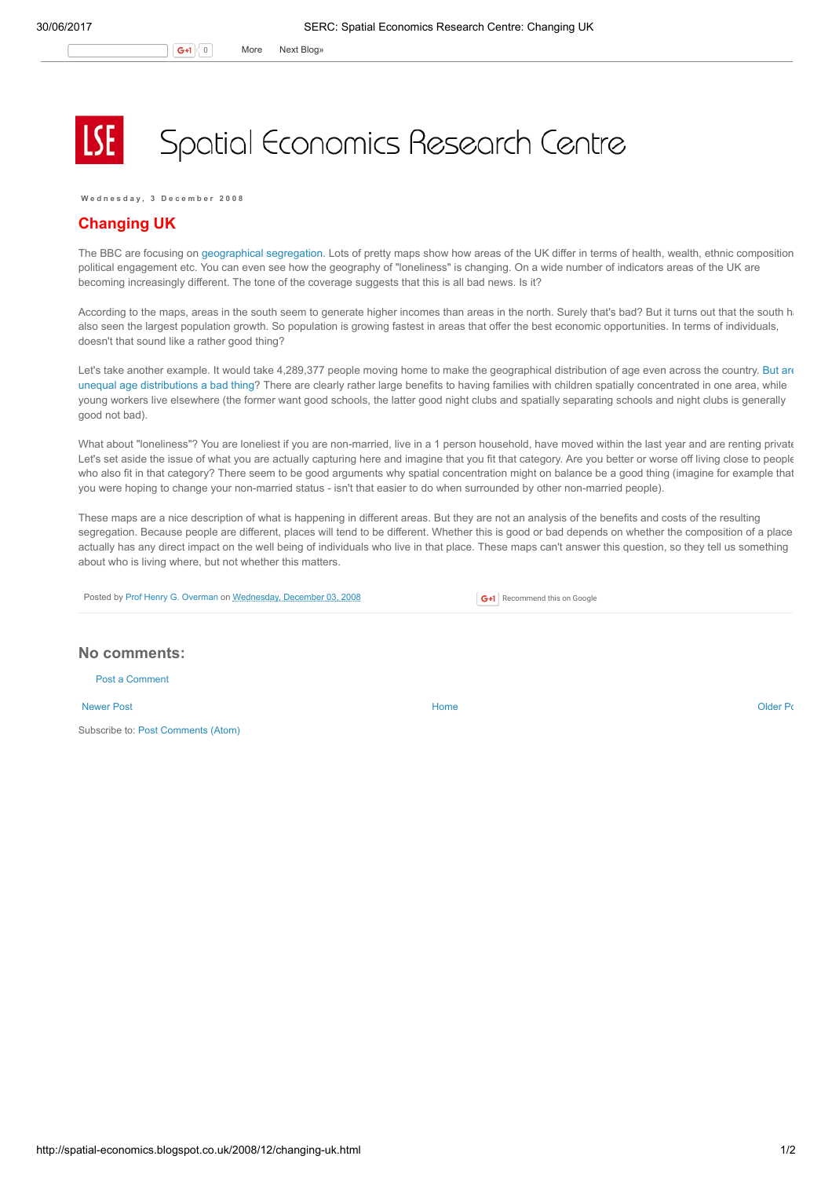# Spatial Economics Research Centre

Wednesday, 3 December 2008

## Changing UK

The BBC are focusing on geographical segregation. Lots of pretty maps show how areas of the UK differ in terms of health, wealth, ethnic composition political engagement etc. You can even see how the geography of "loneliness" is changing. On a wide number of indicators areas of the UK are becoming increasingly different. The tone of the coverage suggests that this is all bad news. Is it?

According to the maps, areas in the south seem to generate higher incomes than areas in the north. Surely that's bad? But it turns out that the south h also seen the largest population growth. So population is growing fastest in areas that offer the best economic opportunities. In terms of individuals, doesn't that sound like a rather good thing?

Let's take another example. It would take 4,289,377 people moving home to make the geographical distribution of age even across the country. But are unequal age distributions a bad thing? There are clearly rather large benefits to having families with children spatially concentrated in one area, while young workers live elsewhere (the former want good schools, the latter good night clubs and spatially separating schools and night clubs is generally good not bad).

What about "loneliness"? You are loneliest if you are non-married, live in a 1 person household, have moved within the last year and are renting private Let's set aside the issue of what you are actually capturing here and imagine that you fit that category. Are you better or worse off living close to people who also fit in that category? There seem to be good arguments why spatial concentration might on balance be a good thing (imagine for example that you were hoping to change your non-married status - isn't that easier to do when surrounded by other non-married people).

These maps are a nice description of what is happening in different areas. But they are not an analysis of the benefits and costs of the resulting segregation. Because people are different, places will tend to be different. Whether this is good or bad depends on whether the composition of a place actually has any direct impact on the well being of individuals who live in that place. These maps can't answer this question, so they tell us something about who is living where, but not whether this matters.

Posted by Prof Henry G. Overman on Wednesday, December 03, 2008

## No comments:

Post a Comment

Newer Post | Home | Older Po

Subscribe to: Post Comments (Atom)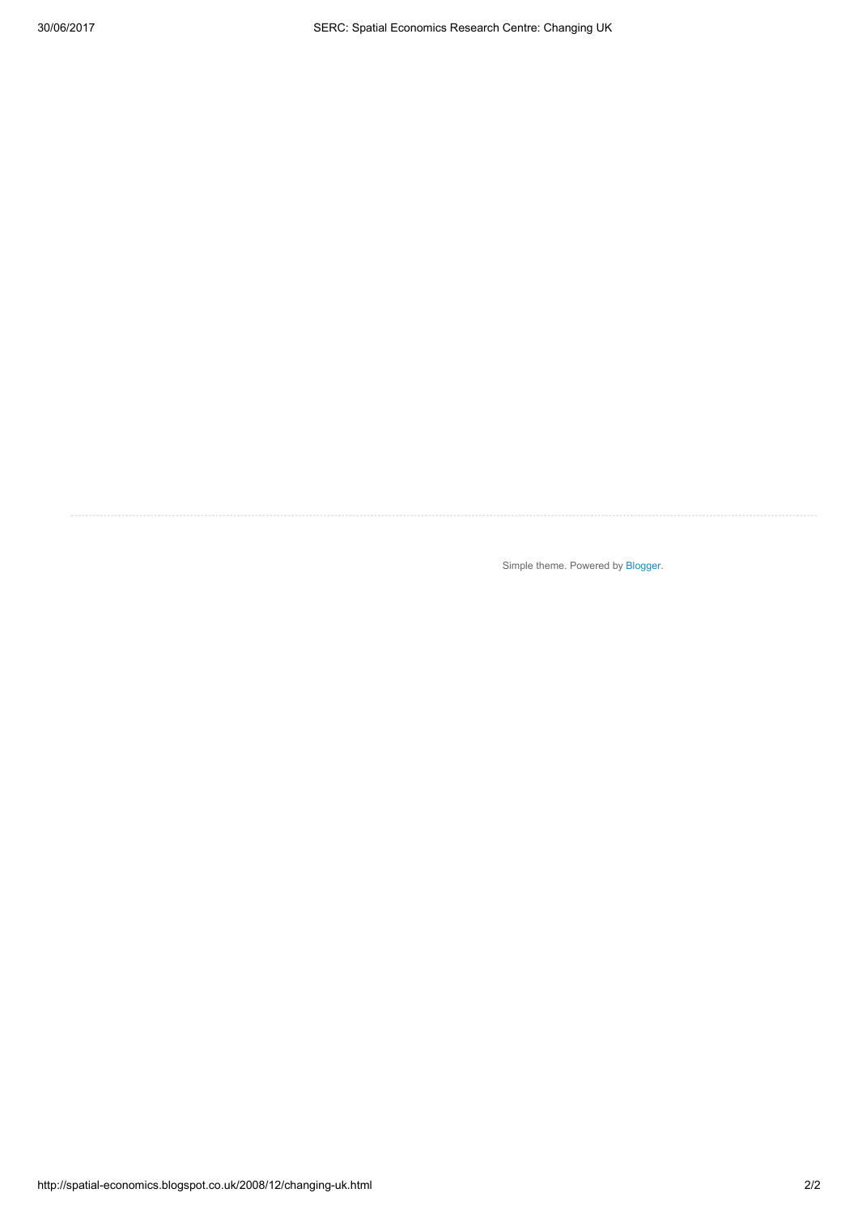Simple theme. Powered by Blogger.